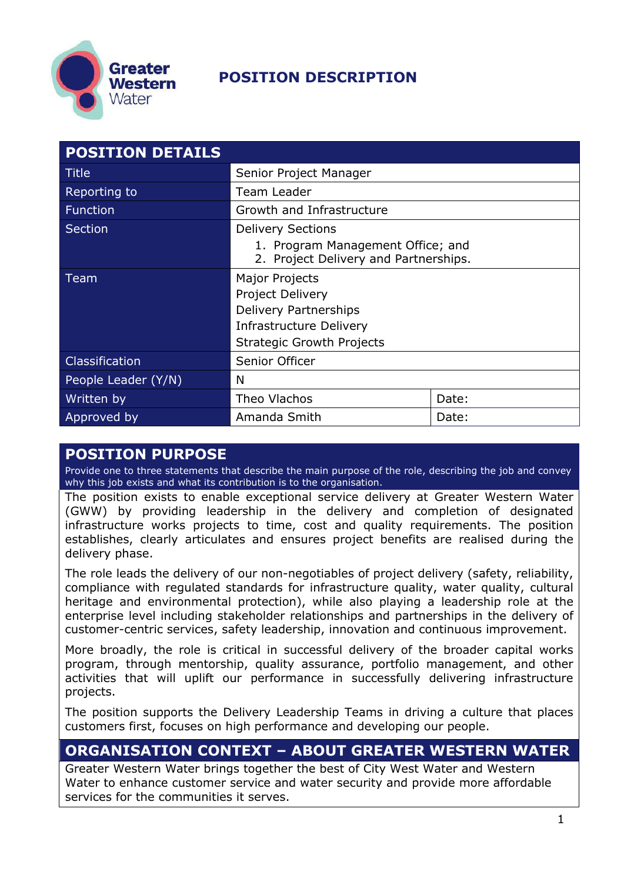Greater Western Water

# POSITION DESCRIPTION

| POSITION DETAILS | | |
|---|---|---|
| Title | Senior Project Manager | |
| Reporting to | Team Leader | |
| Function | Growth and Infrastructure | |
| Section | Delivery Sections<br>1. Program Management Office; and<br>2. Project Delivery and Partnerships. | |
| Team | Major Projects<br>Project Delivery<br>Delivery Partnerships<br>Infrastructure Delivery<br>Strategic Growth Projects | |
| Classification | Senior Officer | |
| People Leader (Y/N) | N | |
| Written by | Theo Vlachos | Date: |
| Approved by | Amanda Smith | Date: |

## POSITION PURPOSE

Provide one to three statements that describe the main purpose of the role, describing the job and convey why this job exists and what its contribution is to the organisation.

The position exists to enable exceptional service delivery at Greater Western Water (GWW) by providing leadership in the delivery and completion of designated infrastructure works projects to time, cost and quality requirements. The position establishes, clearly articulates and ensures project benefits are realised during the delivery phase.

The role leads the delivery of our non-negotiables of project delivery (safety, reliability, compliance with regulated standards for infrastructure quality, water quality, cultural heritage and environmental protection), while also playing a leadership role at the enterprise level including stakeholder relationships and partnerships in the delivery of customer-centric services, safety leadership, innovation and continuous improvement.

More broadly, the role is critical in successful delivery of the broader capital works program, through mentorship, quality assurance, portfolio management, and other activities that will uplift our performance in successfully delivering infrastructure projects.

The position supports the Delivery Leadership Teams in driving a culture that places customers first, focuses on high performance and developing our people.

## ORGANISATION CONTEXT – ABOUT GREATER WESTERN WATER

Greater Western Water brings together the best of City West Water and Western Water to enhance customer service and water security and provide more affordable services for the communities it serves.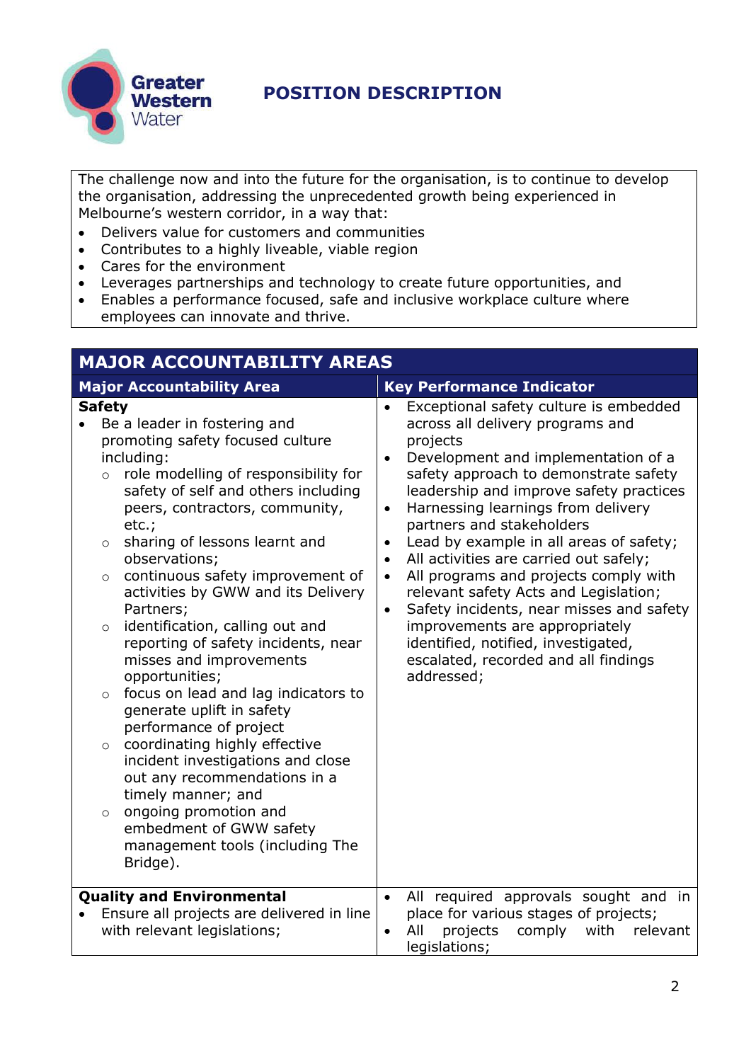# POSITION DESCRIPTION

The challenge now and into the future for the organisation, is to continue to develop the organisation, addressing the unprecedented growth being experienced in Melbourne's western corridor, in a way that:

- Delivers value for customers and communities
- Contributes to a highly liveable, viable region
- Cares for the environment
- Leverages partnerships and technology to create future opportunities, and
- Enables a performance focused, safe and inclusive workplace culture where employees can innovate and thrive.

## MAJOR ACCOUNTABILITY AREAS

| Major Accountability Area | Key Performance Indicator |
|---|---|
| **Safety**<br>• Be a leader in fostering and promoting safety focused culture including:<br>  ○ role modelling of responsibility for safety of self and others including peers, contractors, community, etc.;<br>  ○ sharing of lessons learnt and observations;<br>  ○ continuous safety improvement of activities by GWW and its Delivery Partners;<br>  ○ identification, calling out and reporting of safety incidents, near misses and improvements opportunities;<br>  ○ focus on lead and lag indicators to generate uplift in safety performance of project<br>  ○ coordinating highly effective incident investigations and close out any recommendations in a timely manner; and<br>  ○ ongoing promotion and embedment of GWW safety management tools (including The Bridge). | • Exceptional safety culture is embedded across all delivery programs and projects<br>• Development and implementation of a safety approach to demonstrate safety leadership and improve safety practices<br>• Harnessing learnings from delivery partners and stakeholders<br>• Lead by example in all areas of safety;<br>• All activities are carried out safely;<br>• All programs and projects comply with relevant safety Acts and Legislation;<br>• Safety incidents, near misses and safety improvements are appropriately identified, notified, investigated, escalated, recorded and all findings addressed; |
| **Quality and Environmental**<br>• Ensure all projects are delivered in line with relevant legislations; | • All required approvals sought and in place for various stages of projects;<br>• All projects comply with relevant legislations; |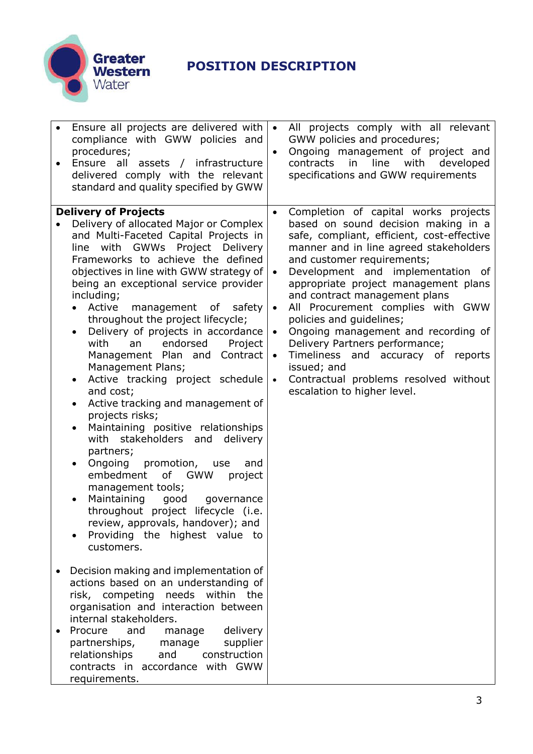| | |
|---|---|
| • Ensure all projects are delivered with compliance with GWW policies and procedures;<br>• Ensure all assets / infrastructure delivered comply with the relevant standard and quality specified by GWW | • All projects comply with all relevant GWW policies and procedures;<br>• Ongoing management of project and contracts in line with developed specifications and GWW requirements |
| **Delivery of Projects**<br>• Delivery of allocated Major or Complex and Multi-Faceted Capital Projects in line with GWWs Project Delivery Frameworks to achieve the defined objectives in line with GWW strategy of being an exceptional service provider including;<br>  ◦ Active management of safety throughout the project lifecycle;<br>  ◦ Delivery of projects in accordance with an endorsed Project Management Plan and Contract Management Plans;<br>  ◦ Active tracking project schedule and cost;<br>  ◦ Active tracking and management of projects risks;<br>  ◦ Maintaining positive relationships with stakeholders and delivery partners;<br>  ◦ Ongoing promotion, use and embedment of GWW project management tools;<br>  ◦ Maintaining good governance throughout project lifecycle (i.e. review, approvals, handover); and<br>  ◦ Providing the highest value to customers.<br><br>• Decision making and implementation of actions based on an understanding of risk, competing needs within the organisation and interaction between internal stakeholders.<br>• Procure and manage delivery partnerships, manage supplier relationships and construction contracts in accordance with GWW requirements. | • Completion of capital works projects based on sound decision making in a safe, compliant, efficient, cost-effective manner and in line agreed stakeholders and customer requirements;<br>• Development and implementation of appropriate project management plans and contract management plans<br>• All Procurement complies with GWW policies and guidelines;<br>• Ongoing management and recording of Delivery Partners performance;<br>• Timeliness and accuracy of reports issued; and<br>• Contractual problems resolved without escalation to higher level. |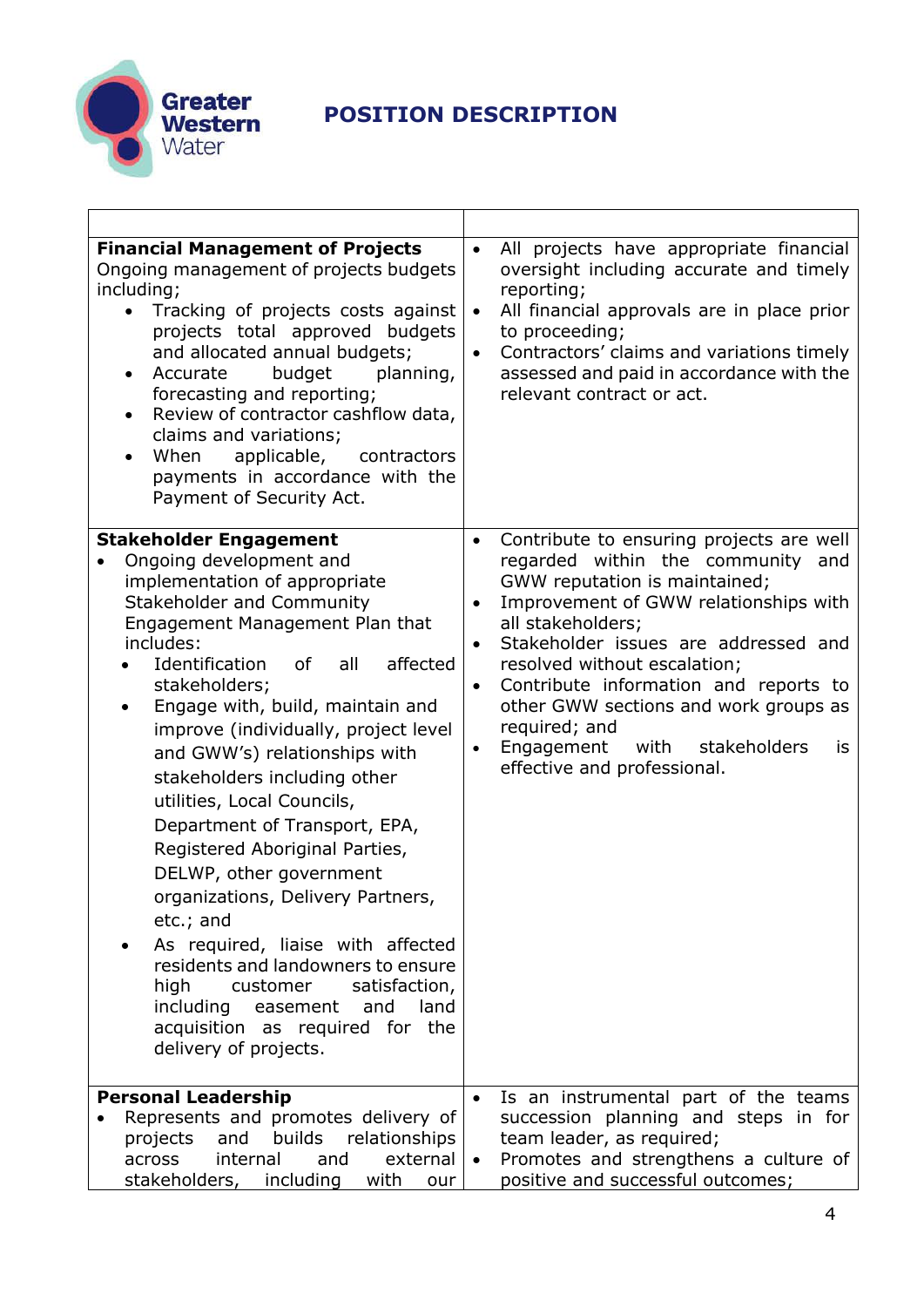# POSITION DESCRIPTION

| | |
|---|---|
| **Financial Management of Projects**<br>Ongoing management of projects budgets including;<br>• Tracking of projects costs against projects total approved budgets and allocated annual budgets;<br>• Accurate budget planning, forecasting and reporting;<br>• Review of contractor cashflow data, claims and variations;<br>• When applicable, contractors payments in accordance with the Payment of Security Act. | • All projects have appropriate financial oversight including accurate and timely reporting;<br>• All financial approvals are in place prior to proceeding;<br>• Contractors' claims and variations timely assessed and paid in accordance with the relevant contract or act. |
| **Stakeholder Engagement**<br>• Ongoing development and implementation of appropriate Stakeholder and Community Engagement Management Plan that includes:<br>  • Identification of all affected stakeholders;<br>  • Engage with, build, maintain and improve (individually, project level and GWW's) relationships with stakeholders including other utilities, Local Councils, Department of Transport, EPA, Registered Aboriginal Parties, DELWP, other government organizations, Delivery Partners, etc.; and<br>  • As required, liaise with affected residents and landowners to ensure high customer satisfaction, including easement and land acquisition as required for the delivery of projects. | • Contribute to ensuring projects are well regarded within the community and GWW reputation is maintained;<br>• Improvement of GWW relationships with all stakeholders;<br>• Stakeholder issues are addressed and resolved without escalation;<br>• Contribute information and reports to other GWW sections and work groups as required; and<br>• Engagement with stakeholders is effective and professional. |
| **Personal Leadership**<br>• Represents and promotes delivery of projects and builds relationships across internal and external stakeholders, including with our | • Is an instrumental part of the teams succession planning and steps in for team leader, as required;<br>• Promotes and strengthens a culture of positive and successful outcomes; |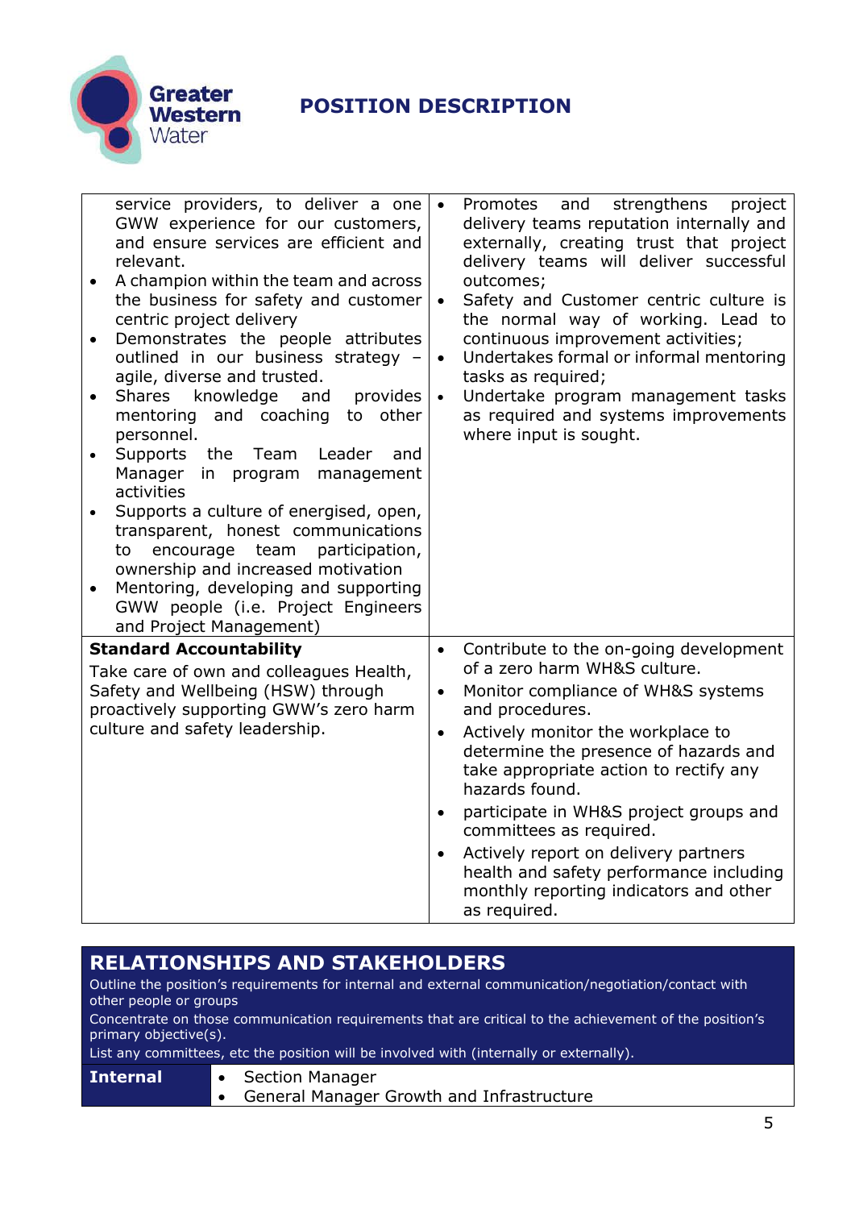| | |
|---|---|
| service providers, to deliver a one GWW experience for our customers, and ensure services are efficient and relevant.<br>• A champion within the team and across the business for safety and customer centric project delivery<br>• Demonstrates the people attributes outlined in our business strategy – agile, diverse and trusted.<br>• Shares knowledge and provides mentoring and coaching to other personnel.<br>• Supports the Team Leader and Manager in program management activities<br>• Supports a culture of energised, open, transparent, honest communications to encourage team participation, ownership and increased motivation<br>• Mentoring, developing and supporting GWW people (i.e. Project Engineers and Project Management) | • Promotes and strengthens project delivery teams reputation internally and externally, creating trust that project delivery teams will deliver successful outcomes;<br>• Safety and Customer centric culture is the normal way of working. Lead to continuous improvement activities;<br>• Undertakes formal or informal mentoring tasks as required;<br>• Undertake program management tasks as required and systems improvements where input is sought. |
| **Standard Accountability**<br>Take care of own and colleagues Health, Safety and Wellbeing (HSW) through proactively supporting GWW's zero harm culture and safety leadership. | • Contribute to the on-going development of a zero harm WH&S culture.<br>• Monitor compliance of WH&S systems and procedures.<br>• Actively monitor the workplace to determine the presence of hazards and take appropriate action to rectify any hazards found.<br>• participate in WH&S project groups and committees as required.<br>• Actively report on delivery partners health and safety performance including monthly reporting indicators and other as required. |

## RELATIONSHIPS AND STAKEHOLDERS

Outline the position's requirements for internal and external communication/negotiation/contact with other people or groups

Concentrate on those communication requirements that are critical to the achievement of the position's primary objective(s).

List any committees, etc the position will be involved with (internally or externally).

| | |
|---|---|
| **Internal** | • Section Manager<br>• General Manager Growth and Infrastructure |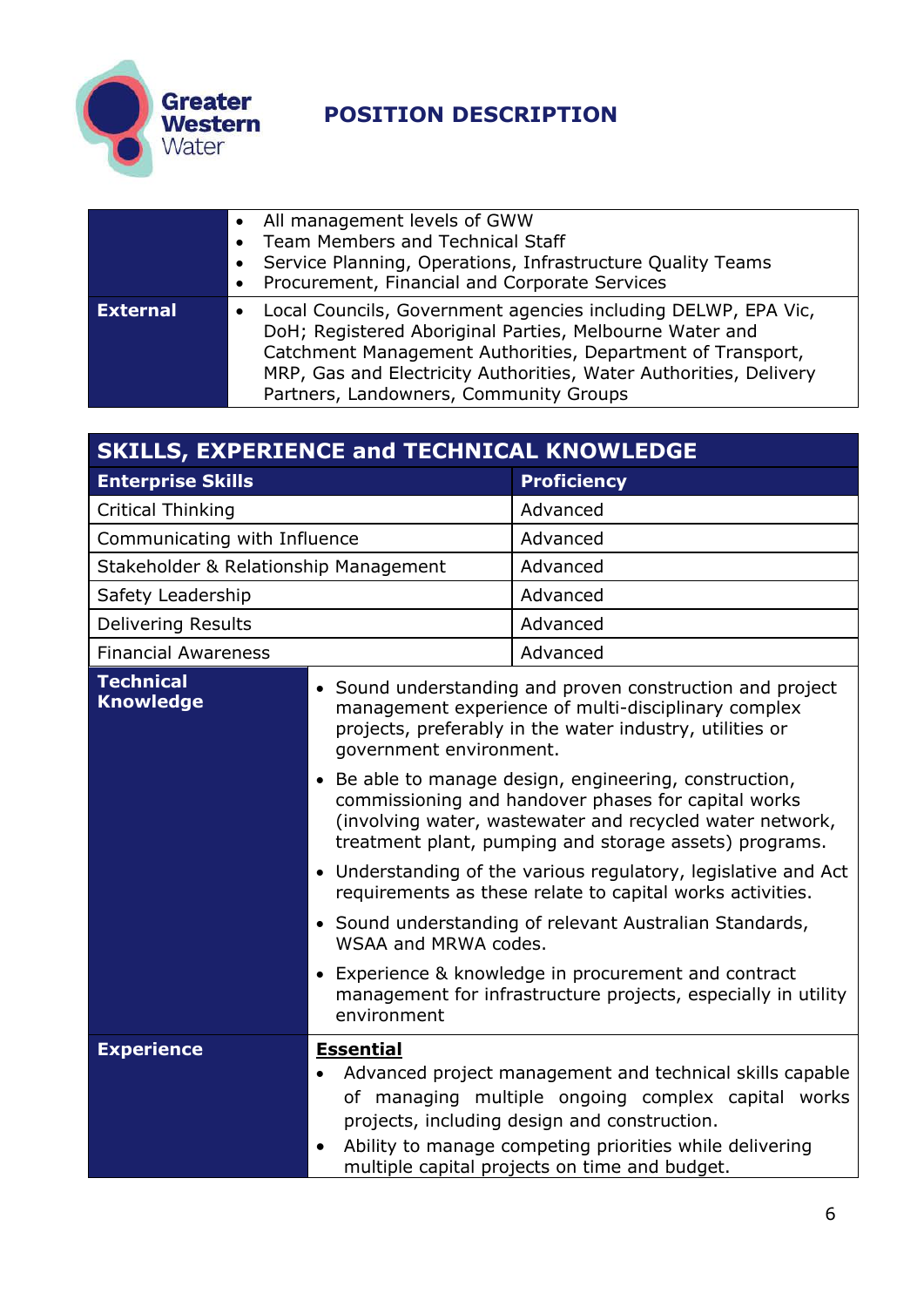# POSITION DESCRIPTION

| | |
|---|---|
| | • All management levels of GWW<br>• Team Members and Technical Staff<br>• Service Planning, Operations, Infrastructure Quality Teams<br>• Procurement, Financial and Corporate Services |
| **External** | • Local Councils, Government agencies including DELWP, EPA Vic, DoH; Registered Aboriginal Parties, Melbourne Water and Catchment Management Authorities, Department of Transport, MRP, Gas and Electricity Authorities, Water Authorities, Delivery Partners, Landowners, Community Groups |

## SKILLS, EXPERIENCE and TECHNICAL KNOWLEDGE

| Enterprise Skills | Proficiency |
|---|---|
| Critical Thinking | Advanced |
| Communicating with Influence | Advanced |
| Stakeholder & Relationship Management | Advanced |
| Safety Leadership | Advanced |
| Delivering Results | Advanced |
| Financial Awareness | Advanced |

| | |
|---|---|
| **Technical Knowledge** | • Sound understanding and proven construction and project management experience of multi-disciplinary complex projects, preferably in the water industry, utilities or government environment.<br>• Be able to manage design, engineering, construction, commissioning and handover phases for capital works (involving water, wastewater and recycled water network, treatment plant, pumping and storage assets) programs.<br>• Understanding of the various regulatory, legislative and Act requirements as these relate to capital works activities.<br>• Sound understanding of relevant Australian Standards, WSAA and MRWA codes.<br>• Experience & knowledge in procurement and contract management for infrastructure projects, especially in utility environment |
| **Experience** | **Essential**<br>• Advanced project management and technical skills capable of managing multiple ongoing complex capital works projects, including design and construction.<br>• Ability to manage competing priorities while delivering multiple capital projects on time and budget. |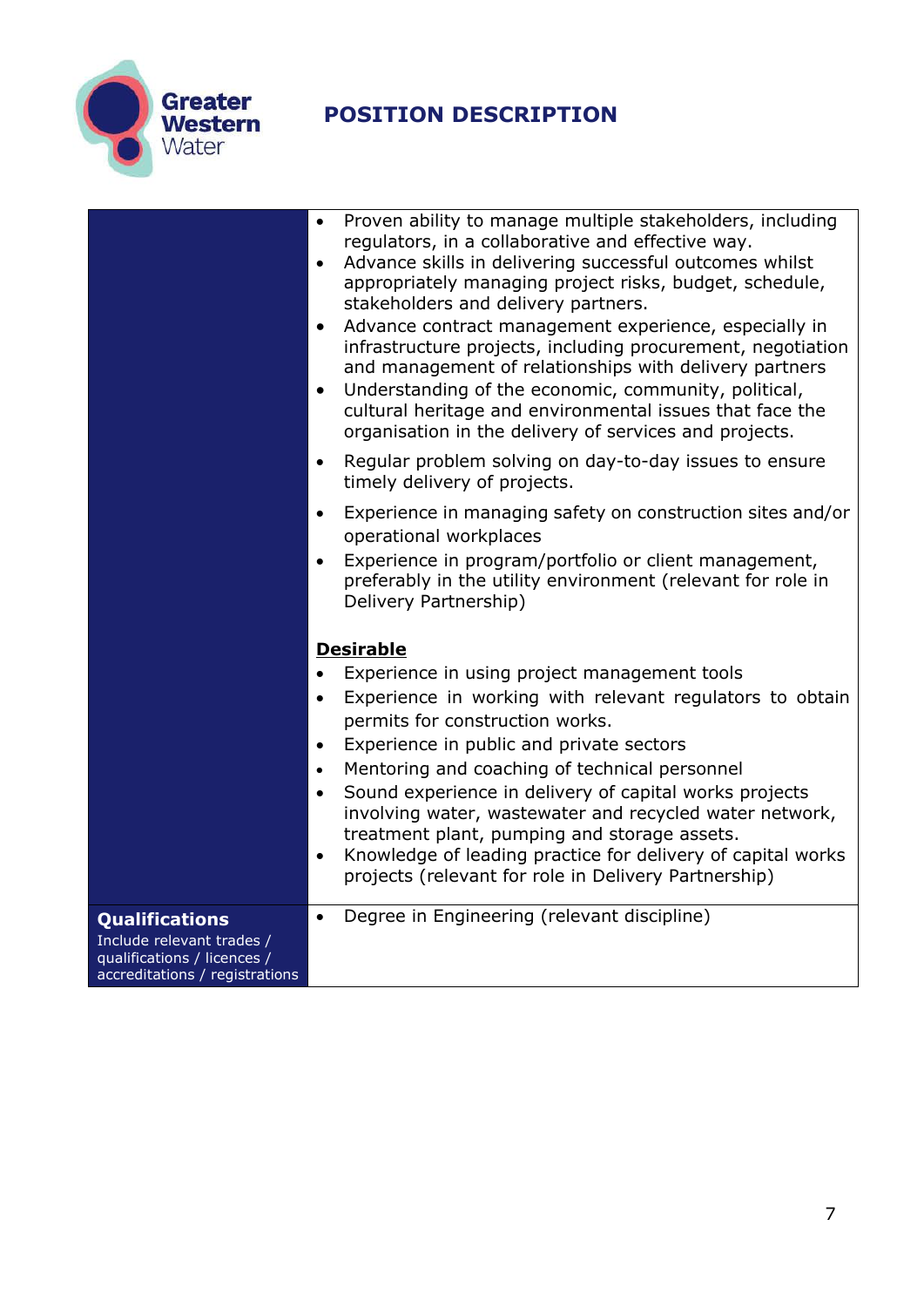# POSITION DESCRIPTION

| | |
|---|---|
| | • Proven ability to manage multiple stakeholders, including regulators, in a collaborative and effective way.<br>• Advance skills in delivering successful outcomes whilst appropriately managing project risks, budget, schedule, stakeholders and delivery partners.<br>• Advance contract management experience, especially in infrastructure projects, including procurement, negotiation and management of relationships with delivery partners<br>• Understanding of the economic, community, political, cultural heritage and environmental issues that face the organisation in the delivery of services and projects.<br>• Regular problem solving on day-to-day issues to ensure timely delivery of projects.<br>• Experience in managing safety on construction sites and/or operational workplaces<br>• Experience in program/portfolio or client management, preferably in the utility environment (relevant for role in Delivery Partnership)<br><br>**<u>Desirable</u>**<br>• Experience in using project management tools<br>• Experience in working with relevant regulators to obtain permits for construction works.<br>• Experience in public and private sectors<br>• Mentoring and coaching of technical personnel<br>• Sound experience in delivery of capital works projects involving water, wastewater and recycled water network, treatment plant, pumping and storage assets.<br>• Knowledge of leading practice for delivery of capital works projects (relevant for role in Delivery Partnership) |
| **Qualifications**<br>Include relevant trades / qualifications / licences / accreditations / registrations | • Degree in Engineering (relevant discipline) |